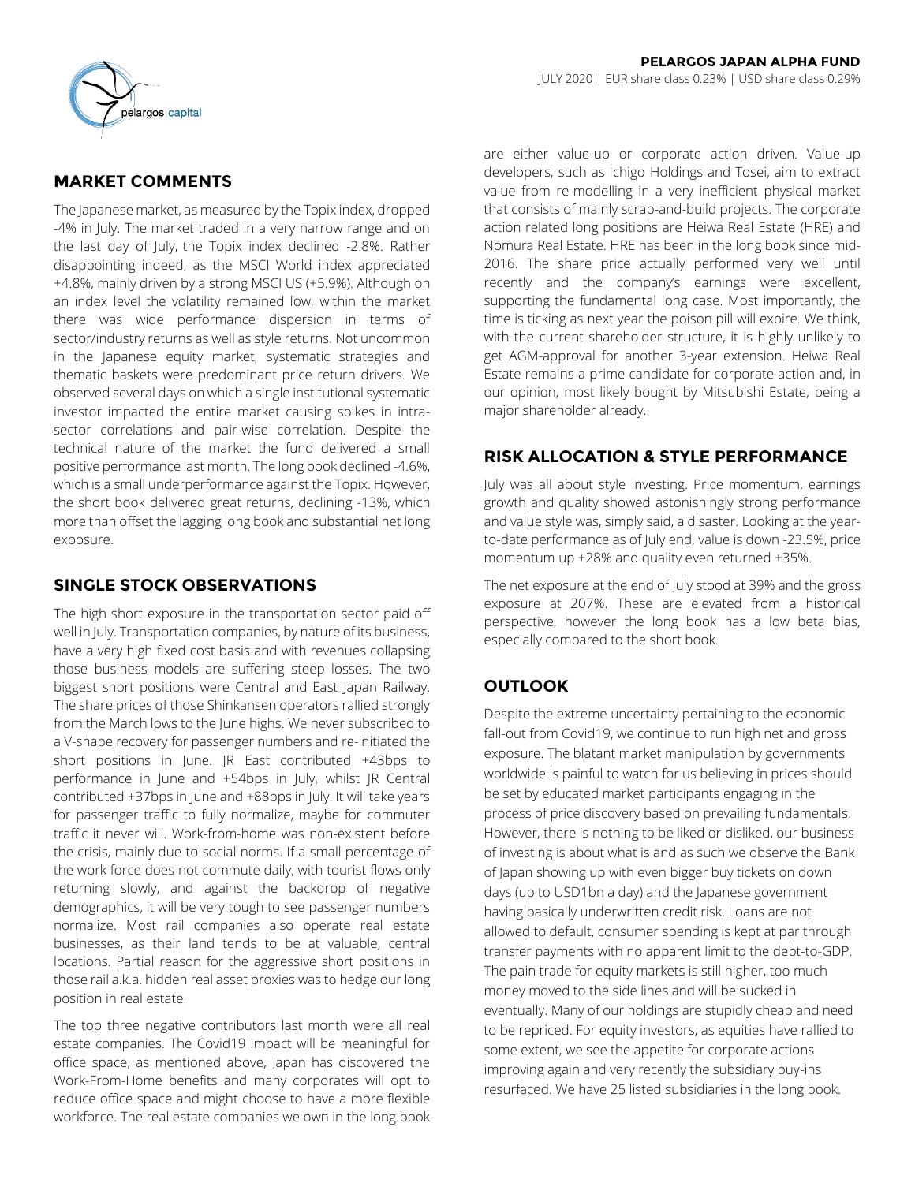**PELARGOS JAPAN ALPHA FUND**

JULY 2020 | EUR share class 0.23% | USD share class 0.29%

## MARKET COMMENTS

The Japanese market, as measured by the Topix index, dropped -4% in July. The market traded in a very narrow range and on the last day of July, the Topix index declined -2.8%. Rather disappointing indeed, as the MSCI World index appreciated +4.8%, mainly driven by a strong MSCI US (+5.9%). Although on an index level the volatility remained low, within the market there was wide performance dispersion in terms of sector/industry returns as well as style returns. Not uncommon in the Japanese equity market, systematic strategies and thematic baskets were predominant price return drivers. We observed several days on which a single institutional systematic investor impacted the entire market causing spikes in intra-sector correlations and pair-wise correlation. Despite the technical nature of the market the fund delivered a small positive performance last month. The long book declined -4.6%, which is a small underperformance against the Topix. However, the short book delivered great returns, declining -13%, which more than offset the lagging long book and substantial net long exposure.

## SINGLE STOCK OBSERVATIONS

The high short exposure in the transportation sector paid off well in July. Transportation companies, by nature of its business, have a very high fixed cost basis and with revenues collapsing those business models are suffering steep losses. The two biggest short positions were Central and East Japan Railway. The share prices of those Shinkansen operators rallied strongly from the March lows to the June highs. We never subscribed to a V-shape recovery for passenger numbers and re-initiated the short positions in June. JR East contributed +43bps to performance in June and +54bps in July, whilst JR Central contributed +37bps in June and +88bps in July. It will take years for passenger traffic to fully normalize, maybe for commuter traffic it never will. Work-from-home was non-existent before the crisis, mainly due to social norms. If a small percentage of the work force does not commute daily, with tourist flows only returning slowly, and against the backdrop of negative demographics, it will be very tough to see passenger numbers normalize. Most rail companies also operate real estate businesses, as their land tends to be at valuable, central locations. Partial reason for the aggressive short positions in those rail a.k.a. hidden real asset proxies was to hedge our long position in real estate.

The top three negative contributors last month were all real estate companies. The Covid19 impact will be meaningful for office space, as mentioned above, Japan has discovered the Work-From-Home benefits and many corporates will opt to reduce office space and might choose to have a more flexible workforce. The real estate companies we own in the long book are either value-up or corporate action driven. Value-up developers, such as Ichigo Holdings and Tosei, aim to extract value from re-modelling in a very inefficient physical market that consists of mainly scrap-and-build projects. The corporate action related long positions are Heiwa Real Estate (HRE) and Nomura Real Estate. HRE has been in the long book since mid-2016. The share price actually performed very well until recently and the company's earnings were excellent, supporting the fundamental long case. Most importantly, the time is ticking as next year the poison pill will expire. We think, with the current shareholder structure, it is highly unlikely to get AGM-approval for another 3-year extension. Heiwa Real Estate remains a prime candidate for corporate action and, in our opinion, most likely bought by Mitsubishi Estate, being a major shareholder already.

## RISK ALLOCATION & STYLE PERFORMANCE

July was all about style investing. Price momentum, earnings growth and quality showed astonishingly strong performance and value style was, simply said, a disaster. Looking at the year-to-date performance as of July end, value is down -23.5%, price momentum up +28% and quality even returned +35%.

The net exposure at the end of July stood at 39% and the gross exposure at 207%. These are elevated from a historical perspective, however the long book has a low beta bias, especially compared to the short book.

## OUTLOOK

Despite the extreme uncertainty pertaining to the economic fall-out from Covid19, we continue to run high net and gross exposure. The blatant market manipulation by governments worldwide is painful to watch for us believing in prices should be set by educated market participants engaging in the process of price discovery based on prevailing fundamentals. However, there is nothing to be liked or disliked, our business of investing is about what is and as such we observe the Bank of Japan showing up with even bigger buy tickets on down days (up to USD1bn a day) and the Japanese government having basically underwritten credit risk. Loans are not allowed to default, consumer spending is kept at par through transfer payments with no apparent limit to the debt-to-GDP. The pain trade for equity markets is still higher, too much money moved to the side lines and will be sucked in eventually. Many of our holdings are stupidly cheap and need to be repriced. For equity investors, as equities have rallied to some extent, we see the appetite for corporate actions improving again and very recently the subsidiary buy-ins resurfaced. We have 25 listed subsidiaries in the long book.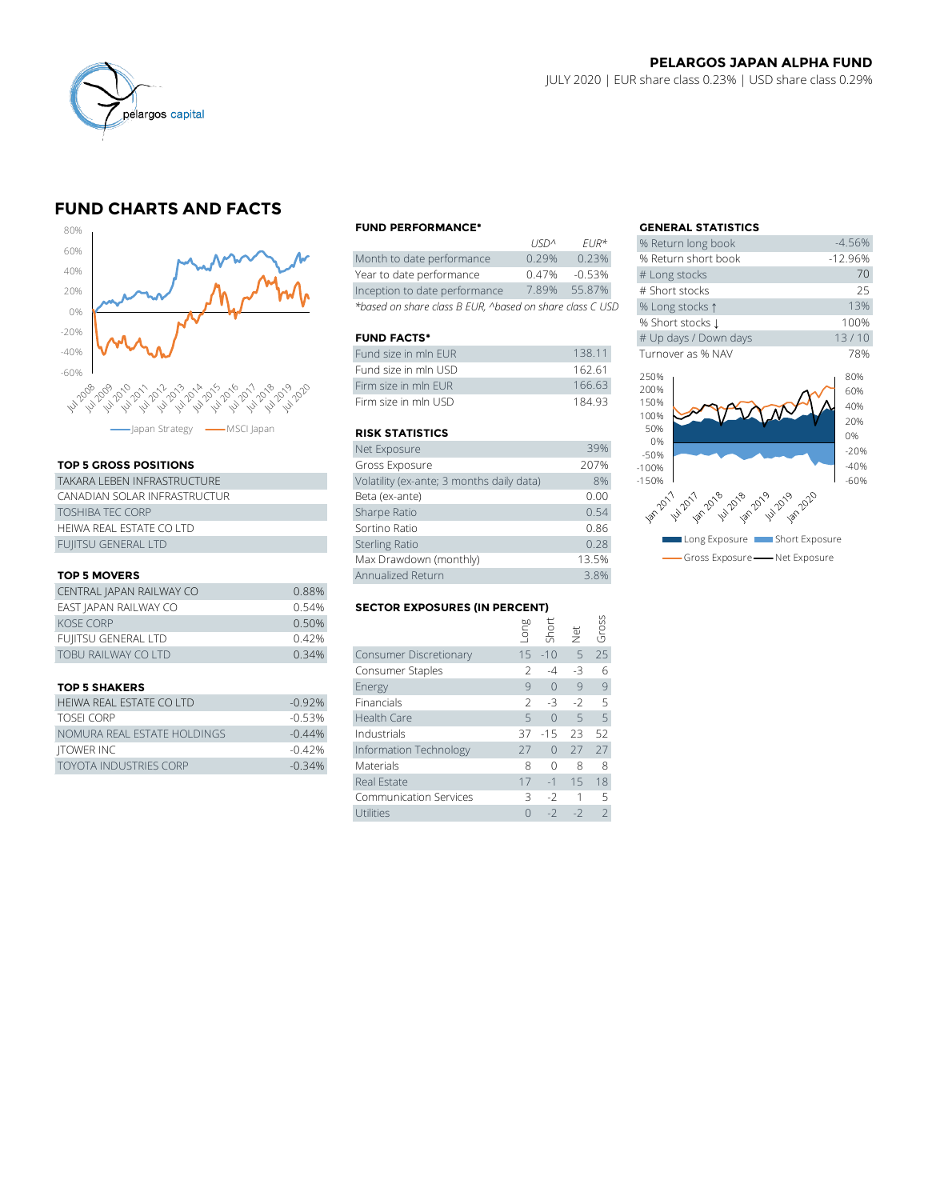## PELARGOS JAPAN ALPHA FUND

JULY 2020 | EUR share class 0.23% | USD share class 0.29%

# FUND CHARTS AND FACTS

—Japan Strategy —MSCI Japan

### TOP 5 GROSS POSITIONS

| |
|---|
| TAKARA LEBEN INFRASTRUCTURE |
| CANADIAN SOLAR INFRASTRUCTUR |
| TOSHIBA TEC CORP |
| HEIWA REAL ESTATE CO LTD |
| FUJITSU GENERAL LTD |

### TOP 5 MOVERS

| | |
|---|---|
| CENTRAL JAPAN RAILWAY CO | 0.88% |
| EAST JAPAN RAILWAY CO | 0.54% |
| KOSE CORP | 0.50% |
| FUJITSU GENERAL LTD | 0.42% |
| TOBU RAILWAY CO LTD | 0.34% |

### TOP 5 SHAKERS

| | |
|---|---|
| HEIWA REAL ESTATE CO LTD | -0.92% |
| TOSEI CORP | -0.53% |
| NOMURA REAL ESTATE HOLDINGS | -0.44% |
| JTOWER INC | -0.42% |
| TOYOTA INDUSTRIES CORP | -0.34% |

### FUND PERFORMANCE*

| | USD^ | EUR* |
|---|---|---|
| Month to date performance | 0.29% | 0.23% |
| Year to date performance | 0.47% | -0.53% |
| Inception to date performance | 7.89% | 55.87% |

*based on share class B EUR, ^based on share class C USD

### FUND FACTS*

| | |
|---|---|
| Fund size in mln EUR | 138.11 |
| Fund size in mln USD | 162.61 |
| Firm size in mln EUR | 166.63 |
| Firm size in mln USD | 184.93 |

### RISK STATISTICS

| | |
|---|---|
| Net Exposure | 39% |
| Gross Exposure | 207% |
| Volatility (ex-ante; 3 months daily data) | 8% |
| Beta (ex-ante) | 0.00 |
| Sharpe Ratio | 0.54 |
| Sortino Ratio | 0.86 |
| Sterling Ratio | 0.28 |
| Max Drawdown (monthly) | 13.5% |
| Annualized Return | 3.8% |

### SECTOR EXPOSURES (IN PERCENT)

| | Long | Short | Net | Gross |
|---|---|---|---|---|
| Consumer Discretionary | 15 | -10 | 5 | 25 |
| Consumer Staples | 2 | -4 | -3 | 6 |
| Energy | 9 | 0 | 9 | 9 |
| Financials | 2 | -3 | -2 | 5 |
| Health Care | 5 | 0 | 5 | 5 |
| Industrials | 37 | -15 | 23 | 52 |
| Information Technology | 27 | 0 | 27 | 27 |
| Materials | 8 | 0 | 8 | 8 |
| Real Estate | 17 | -1 | 15 | 18 |
| Communication Services | 3 | -2 | 1 | 5 |
| Utilities | 0 | -2 | -2 | 2 |

### GENERAL STATISTICS

| | |
|---|---|
| % Return long book | -4.56% |
| % Return short book | -12.96% |
| # Long stocks | 70 |
| # Short stocks | 25 |
| % Long stocks ↑ | 13% |
| % Short stocks ↓ | 100% |
| # Up days / Down days | 13 / 10 |
| Turnover as % NAV | 78% |

Long Exposure · Short Exposure · Gross Exposure · Net Exposure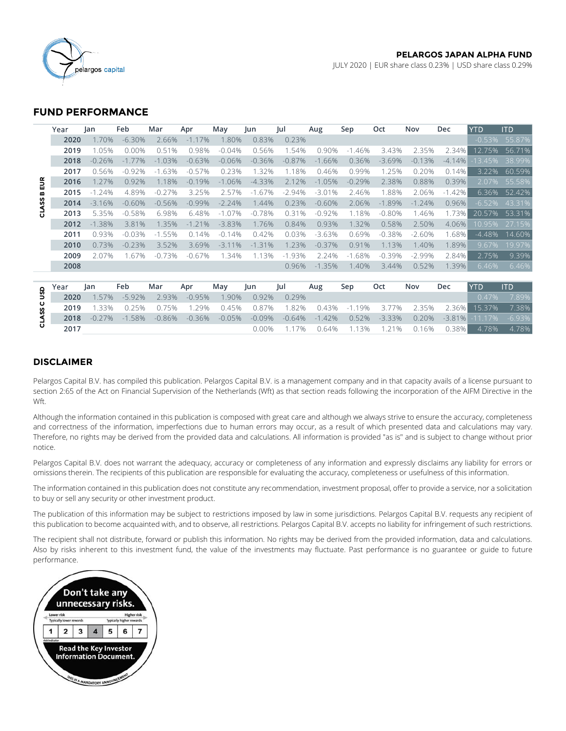**PELARGOS JAPAN ALPHA FUND**

JULY 2020 | EUR share class 0.23% | USD share class 0.29%

## FUND PERFORMANCE

**CLASS B EUR**

| Year | Jan | Feb | Mar | Apr | May | Jun | Jul | Aug | Sep | Oct | Nov | Dec | YTD | ITD |
|---|---|---|---|---|---|---|---|---|---|---|---|---|---|---|
| 2020 | 1.70% | -6.30% | 2.66% | -1.17% | 1.80% | 0.83% | 0.23% | | | | | | -0.53% | 55.87% |
| 2019 | 1.05% | 0.00% | 0.51% | 0.98% | -0.04% | 0.56% | 1.54% | 0.90% | -1.46% | 3.43% | 2.35% | 2.34% | 12.75% | 56.71% |
| 2018 | -0.26% | -1.77% | -1.03% | -0.63% | -0.06% | -0.36% | -0.87% | -1.66% | 0.36% | -3.69% | -0.13% | -4.14% | -13.45% | 38.99% |
| 2017 | 0.56% | -0.92% | -1.63% | -0.57% | 0.23% | 1.32% | 1.18% | 0.46% | 0.99% | 1.25% | 0.20% | 0.14% | 3.22% | 60.59% |
| 2016 | 1.27% | 0.92% | 1.18% | -0.19% | -1.06% | -4.33% | 2.12% | -1.05% | -0.29% | 2.38% | 0.88% | 0.39% | 2.07% | 55.58% |
| 2015 | -1.24% | 4.89% | -0.27% | 3.25% | 2.57% | -1.67% | -2.94% | -3.01% | 2.46% | 1.88% | 2.06% | -1.42% | 6.36% | 52.42% |
| 2014 | -3.16% | -0.60% | -0.56% | -0.99% | -2.24% | 1.44% | 0.23% | -0.60% | 2.06% | -1.89% | -1.24% | 0.96% | -6.52% | 43.31% |
| 2013 | 5.35% | -0.58% | 6.98% | 6.48% | -1.07% | -0.78% | 0.31% | -0.92% | 1.18% | -0.80% | 1.46% | 1.73% | 20.57% | 53.31% |
| 2012 | -1.38% | 3.81% | 1.35% | -1.21% | -3.83% | 1.76% | 0.84% | 0.93% | 1.32% | 0.58% | 2.50% | 4.06% | 10.95% | 27.15% |
| 2011 | 0.93% | -0.03% | -1.55% | 0.14% | -0.14% | 0.42% | 0.03% | -3.63% | 0.69% | -0.38% | -2.60% | 1.68% | -4.48% | 14.60% |
| 2010 | 0.73% | -0.23% | 3.52% | 3.69% | -3.11% | -1.31% | 1.23% | -0.37% | 0.91% | 1.13% | 1.40% | 1.89% | 9.67% | 19.97% |
| 2009 | 2.07% | 1.67% | -0.73% | -0.67% | 1.34% | 1.13% | -1.93% | 2.24% | -1.68% | -0.39% | -2.99% | 2.84% | 2.75% | 9.39% |
| 2008 | | | | | | | 0.96% | -1.35% | 1.40% | 3.44% | 0.52% | 1.39% | 6.46% | 6.46% |

**CLASS C USD**

| Year | Jan | Feb | Mar | Apr | May | Jun | Jul | Aug | Sep | Oct | Nov | Dec | YTD | ITD |
|---|---|---|---|---|---|---|---|---|---|---|---|---|---|---|
| 2020 | 1.57% | -5.92% | 2.93% | -0.95% | 1.90% | 0.92% | 0.29% | | | | | | 0.47% | 7.89% |
| 2019 | 1.33% | 0.25% | 0.75% | 1.29% | 0.45% | 0.87% | 1.82% | 0.43% | -1.19% | 3.77% | 2.35% | 2.36% | 15.37% | 7.38% |
| 2018 | -0.27% | -1.58% | -0.86% | -0.36% | -0.05% | -0.09% | -0.64% | -1.42% | 0.52% | -3.33% | 0.20% | -3.81% | -11.17% | -6.93% |
| 2017 | | | | | | 0.00% | 1.17% | 0.64% | 1.13% | 1.21% | 0.16% | 0.38% | 4.78% | 4.78% |

## DISCLAIMER

Pelargos Capital B.V. has compiled this publication. Pelargos Capital B.V. is a management company and in that capacity avails of a license pursuant to section 2:65 of the Act on Financial Supervision of the Netherlands (Wft) as that section reads following the incorporation of the AIFM Directive in the Wft.

Although the information contained in this publication is composed with great care and although we always strive to ensure the accuracy, completeness and correctness of the information, imperfections due to human errors may occur, as a result of which presented data and calculations may vary. Therefore, no rights may be derived from the provided data and calculations. All information is provided "as is" and is subject to change without prior notice.

Pelargos Capital B.V. does not warrant the adequacy, accuracy or completeness of any information and expressly disclaims any liability for errors or omissions therein. The recipients of this publication are responsible for evaluating the accuracy, completeness or usefulness of this information.

The information contained in this publication does not constitute any recommendation, investment proposal, offer to provide a service, nor a solicitation to buy or sell any security or other investment product.

The publication of this information may be subject to restrictions imposed by law in some jurisdictions. Pelargos Capital B.V. requests any recipient of this publication to become acquainted with, and to observe, all restrictions. Pelargos Capital B.V. accepts no liability for infringement of such restrictions.

The recipient shall not distribute, forward or publish this information. No rights may be derived from the provided information, data and calculations. Also by risks inherent to this investment fund, the value of the investments may fluctuate. Past performance is no guarantee or guide to future performance.

Don't take any unnecessary risks.

Lower risk — Typically lower rewards | Higher risk — Typically higher rewards

1 | 2 | 3 | 4 | 5 | 6 | 7

risk indicator

Read the Key Investor Information Document.

THIS IS A MANDATORY ANNOUNCEMENT